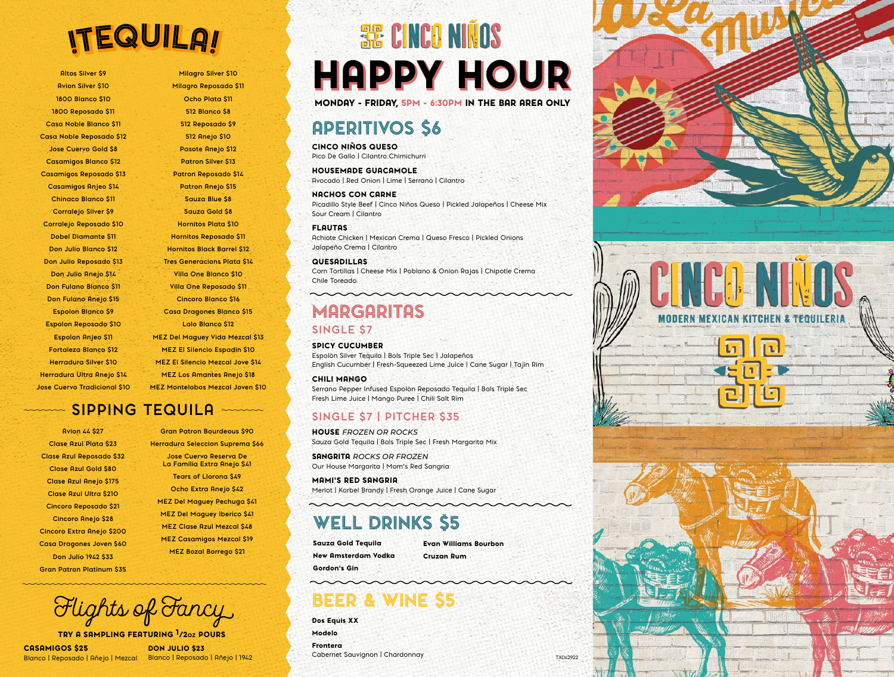# ¡TEQUILA!

- Altos Silver $9
- Avion Silver $10
- 1800 Blanco $10
- 1800 Reposado $11
- Casa Noble Blanco $11
- Casa Noble Reposado $12
- Jose Cuervo Gold $8
- Casamigos Blanco $12
- Casamigos Reposado $13
- Casamigos Anejo $14
- Chinaco Blanco $11
- Corralejo Silver $9
- Corralejo Reposado $10
- Dobel Diamante $11
- Don Julio Blanco $12
- Don Julio Reposado $13
- Don Julio Anejo $14
- Don Fulano Blanco $11
- Don Fulano Anejo $15
- Espolon Blanco $9
- Espolon Reposado $10
- Espolon Anjeo $11
- Fortaleza Blanco $12
- Herradura Silver $10
- Herradura Ultra Anejo $14
- Jose Cuervo Tradicional $10
- Milagro Silver $10
- Milagro Reposado $11
- Ocho Plata $11
- 512 Blanco $8
- 512 Reposado $9
- 512 Anejo $10
- Pasote Anejo $12
- Patron Silver $13
- Patron Reposado $14
- Patron Anejo $15
- Sauza Blue $8
- Sauza Gold $8
- Hornitos Plata $10
- Hornitos Reposado $11
- Hornitos Black Barrel $12
- Tres Generacions Plata $14
- Villa One Blanco $10
- Villa One Reposado $11
- Cincoro Blanco $16
- Casa Dragones Blanco $15
- Lalo Blanco $12
- MEZ Del Maguey Vida Mezcal $13
- MEZ El Silencio Espadin $10
- MEZ El Silencio Mezcal Jove $14
- MEZ Los Amantes Anejo $18
- MEZ Montelobos Mezcal Joven $10

## SIPPING TEQUILA

- Avion 44 $27
- Clase Azul Plata $23
- Clase Azul Reposado $32
- Clase Azul Gold $80
- Clase Azul Anejo $175
- Clase Azul Ultra $210
- Cincoro Reposado $21
- Cincoro Anejo $28
- Cincoro Extra Anejo $200
- Casa Dragones Joven $60
- Don Julio 1942 $33
- Gran Patron Platinum $35
- Gran Patron Bourdeous $90
- Herradura Seleccion Suprema $66
- Jose Cuervo Reserva De La Familia Extra Anejo $41
- Tears of Llorona $49
- Ocho Extra Anejo $42
- MEZ Del Maguey Pechuga $41
- MEZ Del Maguey Iberico $41
- MEZ Clase Azul Mezcal $48
- MEZ Casamigos Mezcal $19
- MEZ Bozal Borrego $21

## Flights of Fancy

TRY A SAMPLING FEATURING 1/2oz POURS

**CASAMIGOS $25**
Blanco | Reposado | Añejo | Mezcal

**DON JULIO $23**
Blanco | Reposado | Añejo | 1942

# CINCO NIÑOS HAPPY HOUR

**MONDAY - FRIDAY, 5PM - 6:30PM IN THE BAR AREA ONLY**

## APERITIVOS $6

**CINCO NIÑOS QUESO**
Pico De Gallo | Cilantro Chimichurri

**HOUSEMADE GUACAMOLE**
Avocado | Red Onion | Lime | Serrano | Cilantro

**NACHOS CON CARNE**
Picadillo Style Beef | Cinco Niños Queso | Pickled Jalapeños | Cheese Mix Sour Cream | Cilantro

**FLAUTAS**
Achiote Chicken | Mexican Crema | Queso Fresco | Pickled Onions Jalapeño Crema | Cilantro

**QUESADILLAS**
Corn Tortillas | Cheese Mix | Poblano & Onion Rajas | Chipotle Crema Chile Toreado

## MARGARITAS

### SINGLE $7

**SPICY CUCUMBER**
Espolòn Silver Tequila | Bols Triple Sec | Jalapeños English Cucumber | Fresh-Squeezed Lime Juice | Cane Sugar | Tajín Rim

**CHILI MANGO**
Serrano Pepper Infused Espolòn Reposado Tequila | Bols Triple Sec Fresh Lime Juice | Mango Puree | Chili Salt Rim

### SINGLE $7 | PITCHER $35

**HOUSE** *FROZEN OR ROCKS*
Sauza Gold Tequila | Bols Triple Sec | Fresh Margarita Mix

**SANGRITA** *ROCKS OR FROZEN*
Our House Margarita | Mom's Red Sangria

**MAMI'S RED SANGRIA**
Merlot | Korbel Brandy | Fresh Orange Juice | Cane Sugar

## WELL DRINKS $5

- Sauza Gold Tequila
- New Amsterdam Vodka
- Gordon's Gin
- Evan Williams Bourbon
- Cruzan Rum

## BEER & WINE $5

**Dos Equis XX**

**Modelo**

**Frontera**
Cabernet Sauvignon | Chardonnay

TX042922

CINCO NIÑOS
MODERN MEXICAN KITCHEN & TEQUILERIA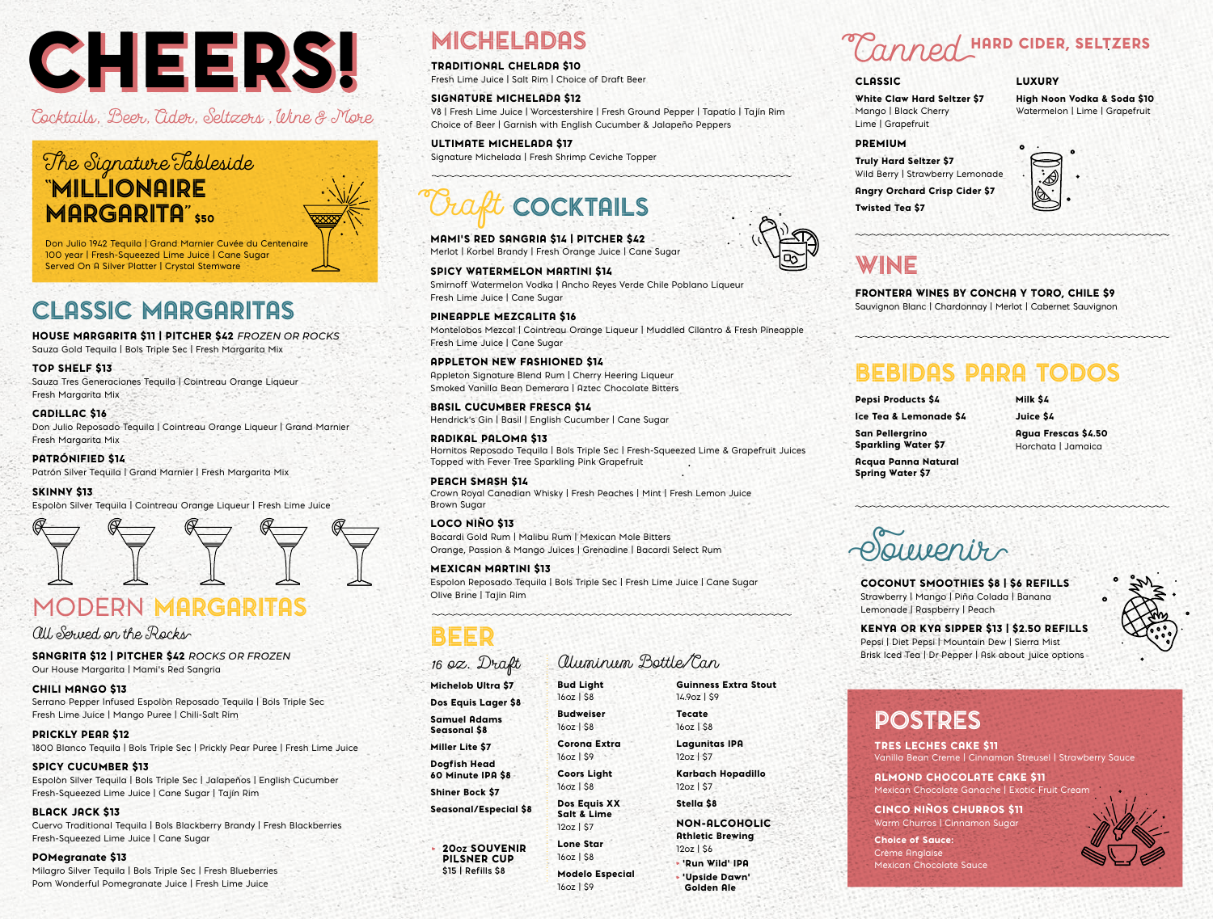# CHEERS!

*Cocktails, Beer, Cider, Seltzers, Wine & More*

## *The Signature Tableside* "MILLIONAIRE MARGARITA" $50

Don Julio 1942 Tequila | Grand Marnier Cuvée du Centenaire
100 year | Fresh-Squeezed Lime Juice | Cane Sugar
Served On A Silver Platter | Crystal Stemware

## CLASSIC MARGARITAS

**HOUSE MARGARITA $11 | PITCHER $42** *FROZEN OR ROCKS*
Sauza Gold Tequila | Bols Triple Sec | Fresh Margarita Mix

**TOP SHELF $13**
Sauza Tres Generaciones Tequila | Cointreau Orange Liqueur
Fresh Margarita Mix

**CADILLAC $16**
Don Julio Reposado Tequila | Cointreau Orange Liqueur | Grand Marnier
Fresh Margarita Mix

**PATRÓNIFIED $14**
Patrón Silver Tequila | Grand Marnier | Fresh Margarita Mix

**SKINNY $13**
Espolòn Silver Tequila | Cointreau Orange Liqueur | Fresh Lime Juice

## MODERN MARGARITAS

*All Served on the Rocks*

**SANGRITA $12 | PITCHER $42** *ROCKS OR FROZEN*
Our House Margarita | Mami's Red Sangria

**CHILI MANGO $13**
Serrano Pepper Infused Espolòn Reposado Tequila | Bols Triple Sec
Fresh Lime Juice | Mango Puree | Chili-Salt Rim

**PRICKLY PEAR $12**
1800 Blanco Tequila | Bols Triple Sec | Prickly Pear Puree | Fresh Lime Juice

**SPICY CUCUMBER $13**
Espolòn Silver Tequila | Bols Triple Sec | Jalapeños | English Cucumber
Fresh-Squeezed Lime Juice | Cane Sugar | Tajín Rim

**BLACK JACK $13**
Cuervo Traditional Tequila | Bols Blackberry Brandy | Fresh Blackberries
Fresh-Squeezed Lime Juice | Cane Sugar

**POMegranate $13**
Milagro Silver Tequila | Bols Triple Sec | Fresh Blueberries
Pom Wonderful Pomegranate Juice | Fresh Lime Juice

## MICHELADAS

**TRADITIONAL CHELADA $10**
Fresh Lime Juice | Salt Rim | Choice of Draft Beer

**SIGNATURE MICHELADA $12**
V8 | Fresh Lime Juice | Worcestershire | Fresh Ground Pepper | Tapatío | Tajín Rim
Choice of Beer | Garnish with English Cucumber & Jalapeño Peppers

**ULTIMATE MICHELADA $17**
Signature Michelada | Fresh Shrimp Ceviche Topper

## *Craft* COCKTAILS

**MAMI'S RED SANGRIA $14 | PITCHER $42**
Merlot | Korbel Brandy | Fresh Orange Juice | Cane Sugar

**SPICY WATERMELON MARTINI $14**
Smirnoff Watermelon Vodka | Ancho Reyes Verde Chile Poblano Liqueur
Fresh Lime Juice | Cane Sugar

**PINEAPPLE MEZCALITA $16**
Montelobos Mezcal | Cointreau Orange Liqueur | Muddled Cilantro & Fresh Pineapple
Fresh Lime Juice | Cane Sugar

**APPLETON NEW FASHIONED $14**
Appleton Signature Blend Rum | Cherry Heering Liqueur
Smoked Vanilla Bean Demerara | Aztec Chocolate Bitters

**BASIL CUCUMBER FRESCA $14**
Hendrick's Gin | Basil | English Cucumber | Cane Sugar

**RADIKAL PALOMA $13**
Hornitos Reposado Tequila | Bols Triple Sec | Fresh-Squeezed Lime & Grapefruit Juices
Topped with Fever Tree Sparkling Pink Grapefruit

**PEACH SMASH $14**
Crown Royal Canadian Whisky | Fresh Peaches | Mint | Fresh Lemon Juice
Brown Sugar

**LOCO NIÑO $13**
Bacardi Gold Rum | Malibu Rum | Mexican Mole Bitters
Orange, Passion & Mango Juices | Grenadine | Bacardi Select Rum

**MEXICAN MARTINI $13**
Espolon Reposado Tequila | Bols Triple Sec | Fresh Lime Juice | Cane Sugar
Olive Brine | Tajin Rim

## BEER

### *16 oz. Draft*

- **Michelob Ultra $7**
- **Dos Equis Lager $8**
- **Samuel Adams Seasonal $8**
- **Miller Lite $7**
- **Dogfish Head 60 Minute IPA $8**
- **Shiner Bock $7**
- **Seasonal/Especial $8**

**20oz SOUVENIR PILSNER CUP**
$15 | Refills $8

### *Aluminum Bottle/Can*

**Bud Light**
16oz | $8

**Budweiser**
16oz | $8

**Corona Extra**
16oz | $9

**Coors Light**
16oz | $8

**Dos Equis XX Salt & Lime**
12oz | $7

**Lone Star**
16oz | $8

**Modelo Especial**
16oz | $9

**Guinness Extra Stout**
14.9oz | $9

**Tecate**
16oz | $8

**Lagunitas IPA**
12oz | $7

**Karbach Hopadillo**
12oz | $7

**Stella $8**

**NON-ALCOHOLIC**
**Athletic Brewing**
12oz | $6
- **'Run Wild' IPA**
- **'Upside Dawn' Golden Ale**

## *Canned* HARD CIDER, SELTZERS

### CLASSIC

**White Claw Hard Seltzer $7**
Mango | Black Cherry
Lime | Grapefruit

### LUXURY

**High Noon Vodka & Soda $10**
Watermelon | Lime | Grapefruit

### PREMIUM

**Truly Hard Seltzer $7**
Wild Berry | Strawberry Lemonade

**Angry Orchard Crisp Cider $7**

**Twisted Tea $7**

## WINE

**FRONTERA WINES BY CONCHA Y TORO, CHILE $9**
Sauvignon Blanc | Chardonnay | Merlot | Cabernet Sauvignon

## BEBIDAS PARA TODOS

**Pepsi Products $4**

**Ice Tea & Lemonade $4**

**San Pellergrino Sparkling Water $7**

**Acqua Panna Natural Spring Water $7**

**Milk $4**

**Juice $4**

**Agua Frescas $4.50**
Horchata | Jamaica

## *Souvenir*

**COCONUT SMOOTHIES $8 | $6 REFILLS**
Strawberry | Mango | Piña Colada | Banana
Lemonade | Raspberry | Peach

**KENYA OR KYA SIPPER $13 | $2.50 REFILLS**
Pepsi | Diet Pepsi | Mountain Dew | Sierra Mist
Brisk Iced Tea | Dr Pepper | Ask about juice options

## POSTRES

**TRES LECHES CAKE $11**
Vanilla Bean Creme | Cinnamon Streusel | Strawberry Sauce

**ALMOND CHOCOLATE CAKE $11**
Mexican Chocolate Ganache | Exotic Fruit Cream

**CINCO NIÑOS CHURROS $11**
Warm Churros | Cinnamon Sugar

**Choice of Sauce:**
Crème Anglaise
Mexican Chocolate Sauce